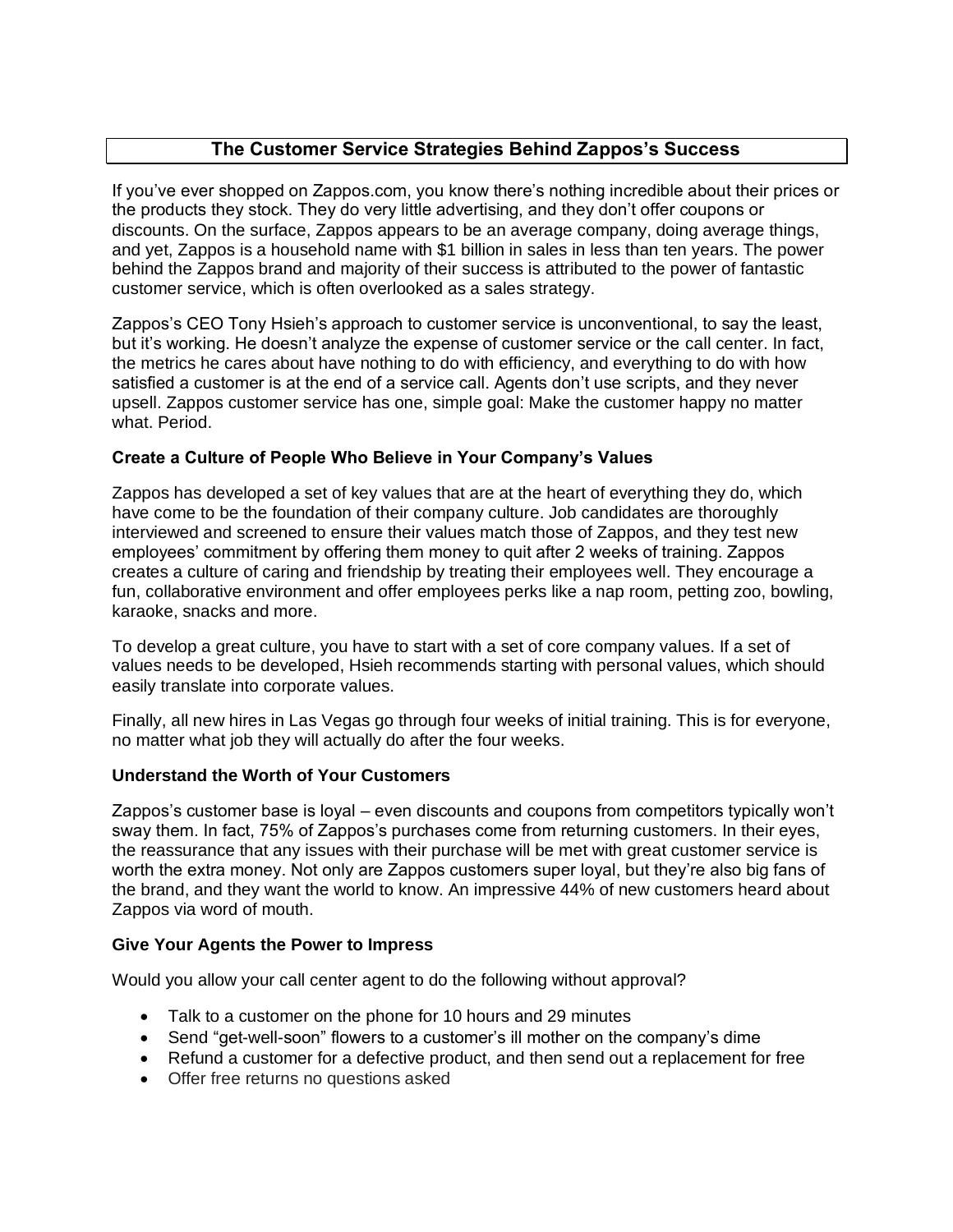# The Customer Service Strategies Behind Zappos's Success

If you've ever shopped on Zappos.com, you know there's nothing incredible about their prices or the products they stock. They do very little advertising, and they don't offer coupons or discounts. On the surface, Zappos appears to be an average company, doing average things, and yet, Zappos is a household name with $1 billion in sales in less than ten years. The power behind the Zappos brand and majority of their success is attributed to the power of fantastic customer service, which is often overlooked as a sales strategy.

Zappos's CEO Tony Hsieh's approach to customer service is unconventional, to say the least, but it's working. He doesn't analyze the expense of customer service or the call center. In fact, the metrics he cares about have nothing to do with efficiency, and everything to do with how satisfied a customer is at the end of a service call. Agents don't use scripts, and they never upsell. Zappos customer service has one, simple goal: Make the customer happy no matter what. Period.

### Create a Culture of People Who Believe in Your Company's Values

Zappos has developed a set of key values that are at the heart of everything they do, which have come to be the foundation of their company culture. Job candidates are thoroughly interviewed and screened to ensure their values match those of Zappos, and they test new employees' commitment by offering them money to quit after 2 weeks of training. Zappos creates a culture of caring and friendship by treating their employees well. They encourage a fun, collaborative environment and offer employees perks like a nap room, petting zoo, bowling, karaoke, snacks and more.

To develop a great culture, you have to start with a set of core company values. If a set of values needs to be developed, Hsieh recommends starting with personal values, which should easily translate into corporate values.

Finally, all new hires in Las Vegas go through four weeks of initial training. This is for everyone, no matter what job they will actually do after the four weeks.

### Understand the Worth of Your Customers

Zappos's customer base is loyal – even discounts and coupons from competitors typically won't sway them. In fact, 75% of Zappos's purchases come from returning customers. In their eyes, the reassurance that any issues with their purchase will be met with great customer service is worth the extra money. Not only are Zappos customers super loyal, but they're also big fans of the brand, and they want the world to know. An impressive 44% of new customers heard about Zappos via word of mouth.

### Give Your Agents the Power to Impress

Would you allow your call center agent to do the following without approval?

- Talk to a customer on the phone for 10 hours and 29 minutes
- Send "get-well-soon" flowers to a customer's ill mother on the company's dime
- Refund a customer for a defective product, and then send out a replacement for free
- Offer free returns no questions asked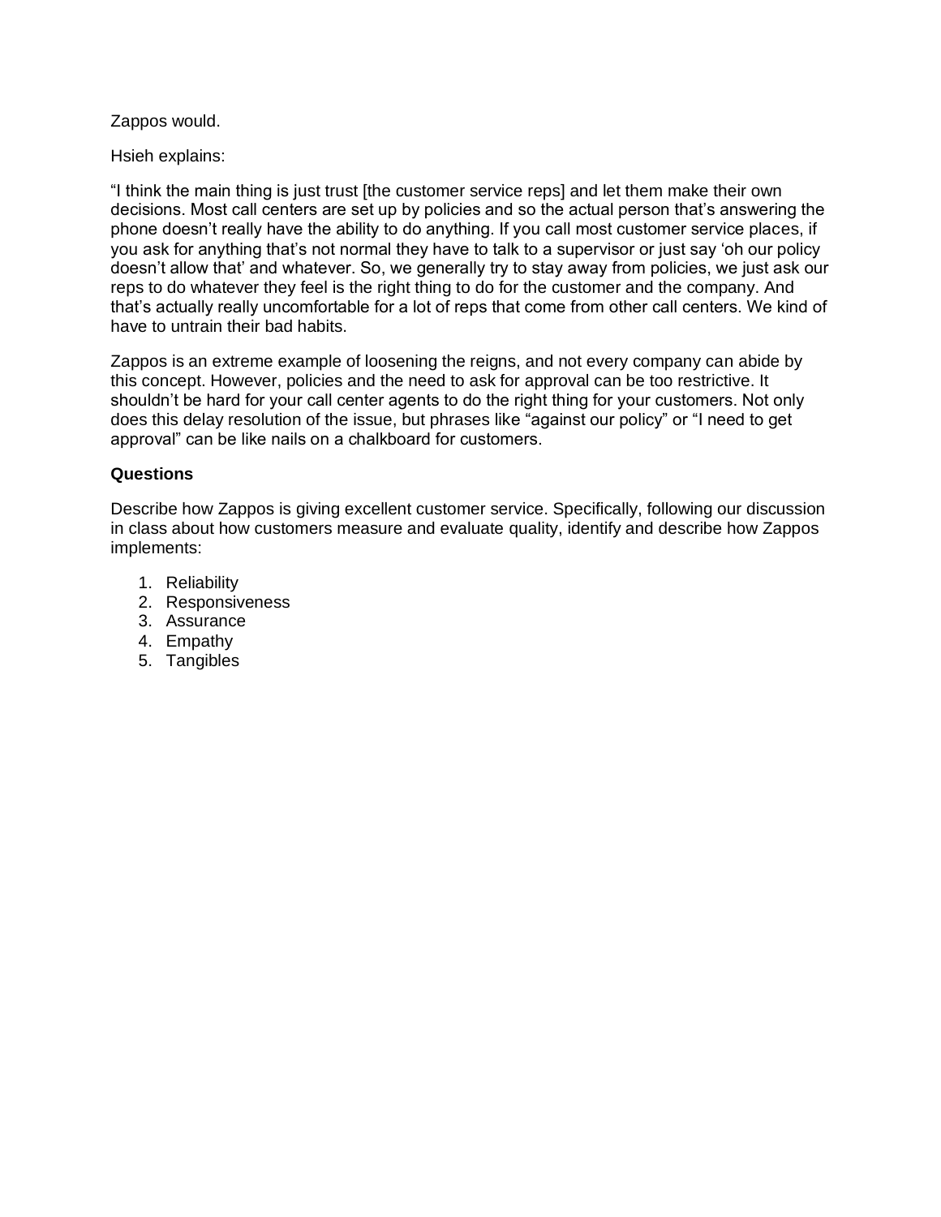Zappos would.

Hsieh explains:

"I think the main thing is just trust [the customer service reps] and let them make their own decisions. Most call centers are set up by policies and so the actual person that's answering the phone doesn't really have the ability to do anything. If you call most customer service places, if you ask for anything that's not normal they have to talk to a supervisor or just say 'oh our policy doesn't allow that' and whatever. So, we generally try to stay away from policies, we just ask our reps to do whatever they feel is the right thing to do for the customer and the company. And that's actually really uncomfortable for a lot of reps that come from other call centers. We kind of have to untrain their bad habits.

Zappos is an extreme example of loosening the reigns, and not every company can abide by this concept. However, policies and the need to ask for approval can be too restrictive. It shouldn't be hard for your call center agents to do the right thing for your customers. Not only does this delay resolution of the issue, but phrases like "against our policy" or "I need to get approval" can be like nails on a chalkboard for customers.

**Questions**

Describe how Zappos is giving excellent customer service. Specifically, following our discussion in class about how customers measure and evaluate quality, identify and describe how Zappos implements:

1. Reliability
2. Responsiveness
3. Assurance
4. Empathy
5. Tangibles